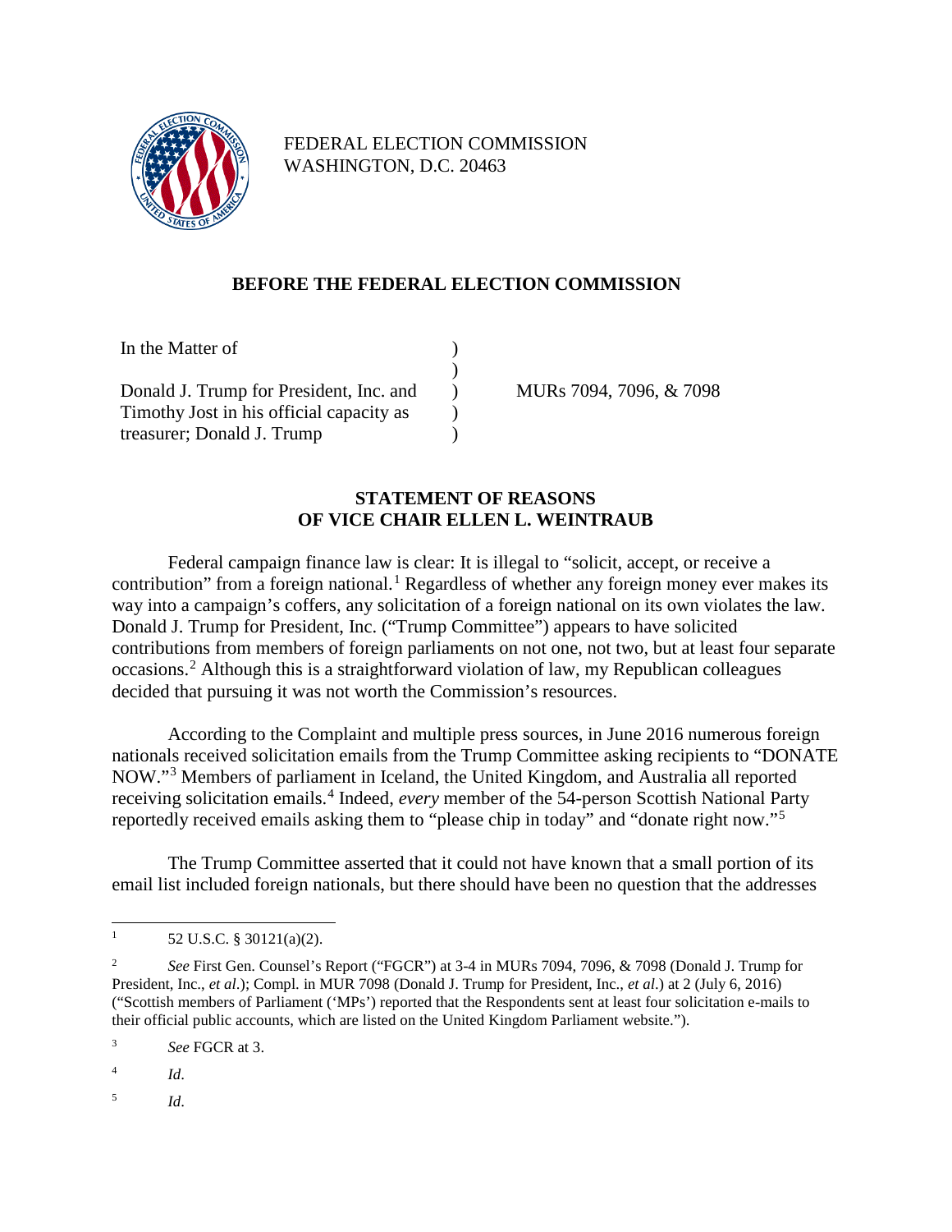FEDERAL ELECTION COMMISSION
WASHINGTON, D.C. 20463

## BEFORE THE FEDERAL ELECTION COMMISSION

| | | |
|---|---|---|
| In the Matter of | ) | |
| | ) | |
| Donald J. Trump for President, Inc. and | ) | MURs 7094, 7096, & 7098 |
| Timothy Jost in his official capacity as | ) | |
| treasurer; Donald J. Trump | ) | |

## STATEMENT OF REASONS
## OF VICE CHAIR ELLEN L. WEINTRAUB

Federal campaign finance law is clear: It is illegal to "solicit, accept, or receive a contribution" from a foreign national.[1] Regardless of whether any foreign money ever makes its way into a campaign's coffers, any solicitation of a foreign national on its own violates the law. Donald J. Trump for President, Inc. ("Trump Committee") appears to have solicited contributions from members of foreign parliaments on not one, not two, but at least four separate occasions.[2] Although this is a straightforward violation of law, my Republican colleagues decided that pursuing it was not worth the Commission's resources.

According to the Complaint and multiple press sources, in June 2016 numerous foreign nationals received solicitation emails from the Trump Committee asking recipients to "DONATE NOW."[3] Members of parliament in Iceland, the United Kingdom, and Australia all reported receiving solicitation emails.[4] Indeed, *every* member of the 54-person Scottish National Party reportedly received emails asking them to "please chip in today" and "donate right now."[5]

The Trump Committee asserted that it could not have known that a small portion of its email list included foreign nationals, but there should have been no question that the addresses

---

[1] 52 U.S.C. § 30121(a)(2).

[2] *See* First Gen. Counsel's Report ("FGCR") at 3-4 in MURs 7094, 7096, & 7098 (Donald J. Trump for President, Inc., *et al*.); Compl. in MUR 7098 (Donald J. Trump for President, Inc., *et al*.) at 2 (July 6, 2016) ("Scottish members of Parliament ('MPs') reported that the Respondents sent at least four solicitation e-mails to their official public accounts, which are listed on the United Kingdom Parliament website.").

[3] *See* FGCR at 3.

[4] *Id*.

[5] *Id*.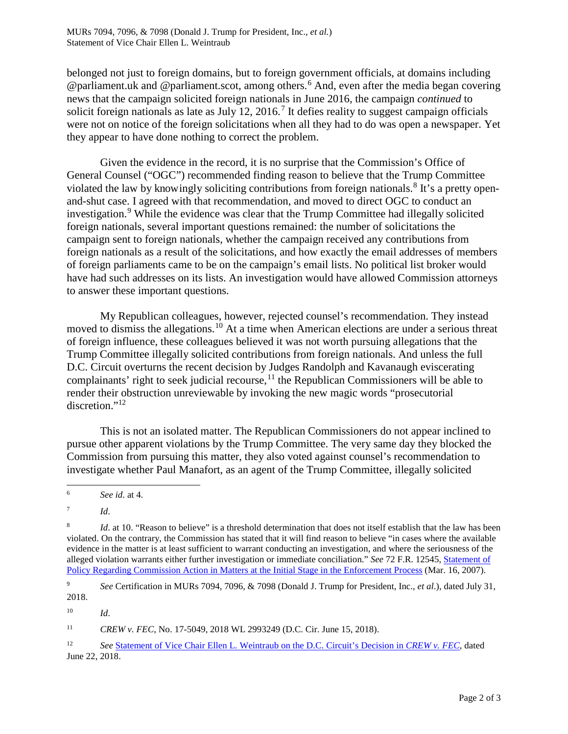belonged not just to foreign domains, but to foreign government officials, at domains including @parliament.uk and @parliament.scot, among others.[6] And, even after the media began covering news that the campaign solicited foreign nationals in June 2016, the campaign *continued* to solicit foreign nationals as late as July 12, 2016.[7] It defies reality to suggest campaign officials were not on notice of the foreign solicitations when all they had to do was open a newspaper. Yet they appear to have done nothing to correct the problem.

Given the evidence in the record, it is no surprise that the Commission's Office of General Counsel ("OGC") recommended finding reason to believe that the Trump Committee violated the law by knowingly soliciting contributions from foreign nationals.[8] It's a pretty open-and-shut case. I agreed with that recommendation, and moved to direct OGC to conduct an investigation.[9] While the evidence was clear that the Trump Committee had illegally solicited foreign nationals, several important questions remained: the number of solicitations the campaign sent to foreign nationals, whether the campaign received any contributions from foreign nationals as a result of the solicitations, and how exactly the email addresses of members of foreign parliaments came to be on the campaign's email lists. No political list broker would have had such addresses on its lists. An investigation would have allowed Commission attorneys to answer these important questions.

My Republican colleagues, however, rejected counsel's recommendation. They instead moved to dismiss the allegations.[10] At a time when American elections are under a serious threat of foreign influence, these colleagues believed it was not worth pursuing allegations that the Trump Committee illegally solicited contributions from foreign nationals. And unless the full D.C. Circuit overturns the recent decision by Judges Randolph and Kavanaugh eviscerating complainants' right to seek judicial recourse,[11] the Republican Commissioners will be able to render their obstruction unreviewable by invoking the new magic words "prosecutorial discretion."[12]

This is not an isolated matter. The Republican Commissioners do not appear inclined to pursue other apparent violations by the Trump Committee. The very same day they blocked the Commission from pursuing this matter, they also voted against counsel's recommendation to investigate whether Paul Manafort, as an agent of the Trump Committee, illegally solicited

---

[6] *See id*. at 4.

[7] *Id*.

[8] *Id*. at 10. "Reason to believe" is a threshold determination that does not itself establish that the law has been violated. On the contrary, the Commission has stated that it will find reason to believe "in cases where the available evidence in the matter is at least sufficient to warrant conducting an investigation, and where the seriousness of the alleged violation warrants either further investigation or immediate conciliation." *See* 72 F.R. 12545, Statement of Policy Regarding Commission Action in Matters at the Initial Stage in the Enforcement Process (Mar. 16, 2007).

[9] *See* Certification in MURs 7094, 7096, & 7098 (Donald J. Trump for President, Inc., *et al*.), dated July 31, 2018.

[10] *Id*.

[11] *CREW v. FEC*, No. 17-5049, 2018 WL 2993249 (D.C. Cir. June 15, 2018).

[12] *See* Statement of Vice Chair Ellen L. Weintraub on the D.C. Circuit's Decision in *CREW v. FEC*, dated June 22, 2018.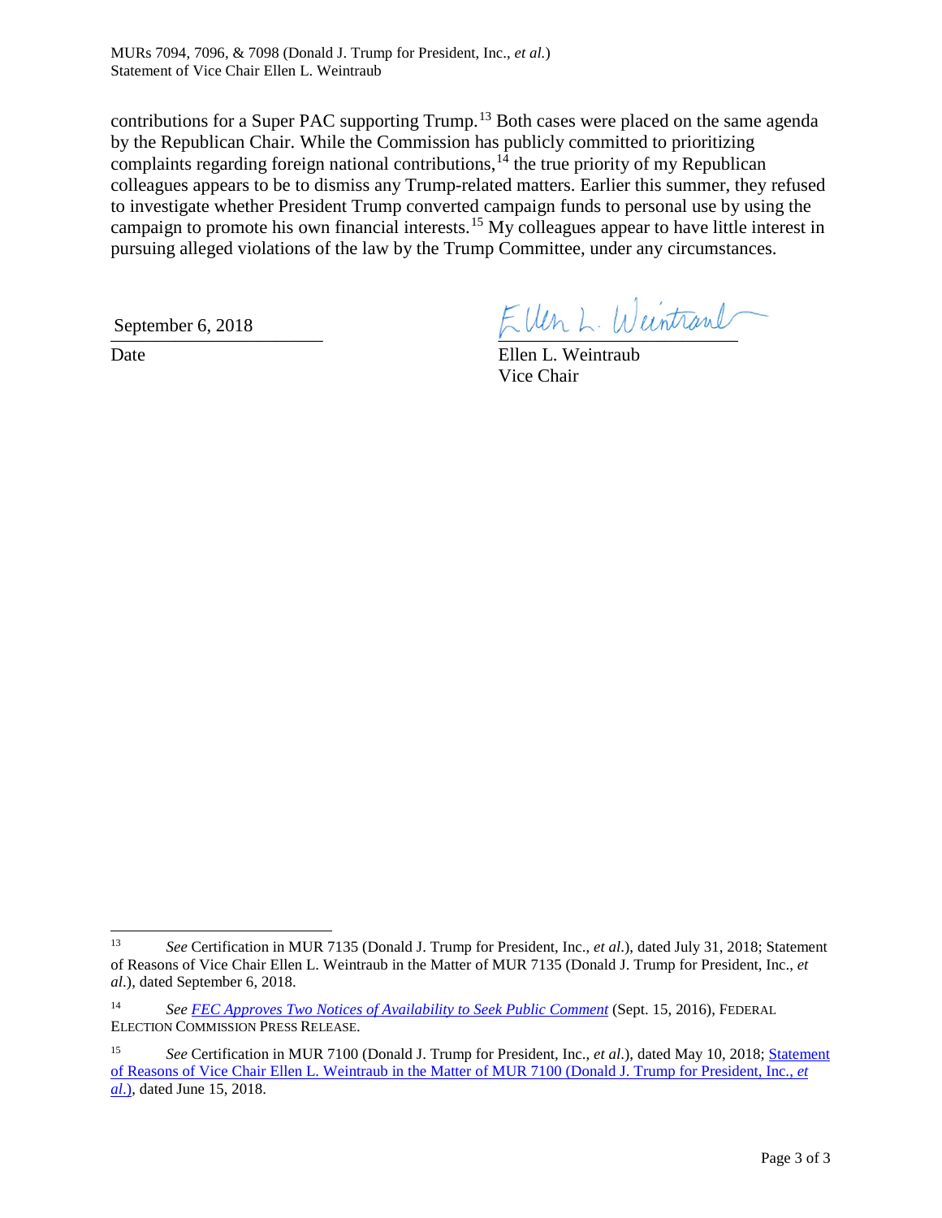contributions for a Super PAC supporting Trump.[13] Both cases were placed on the same agenda by the Republican Chair. While the Commission has publicly committed to prioritizing complaints regarding foreign national contributions,[14] the true priority of my Republican colleagues appears to be to dismiss any Trump-related matters. Earlier this summer, they refused to investigate whether President Trump converted campaign funds to personal use by using the campaign to promote his own financial interests.[15] My colleagues appear to have little interest in pursuing alleged violations of the law by the Trump Committee, under any circumstances.

September 6, 2018
Date

Ellen L. Weintraub
Vice Chair

---

[13] *See* Certification in MUR 7135 (Donald J. Trump for President, Inc., *et al*.), dated July 31, 2018; Statement of Reasons of Vice Chair Ellen L. Weintraub in the Matter of MUR 7135 (Donald J. Trump for President, Inc., *et al*.), dated September 6, 2018.

[14] *See* *FEC Approves Two Notices of Availability to Seek Public Comment* (Sept. 15, 2016), FEDERAL ELECTION COMMISSION PRESS RELEASE.

[15] *See* Certification in MUR 7100 (Donald J. Trump for President, Inc., *et al*.), dated May 10, 2018; Statement of Reasons of Vice Chair Ellen L. Weintraub in the Matter of MUR 7100 (Donald J. Trump for President, Inc., *et al*.), dated June 15, 2018.